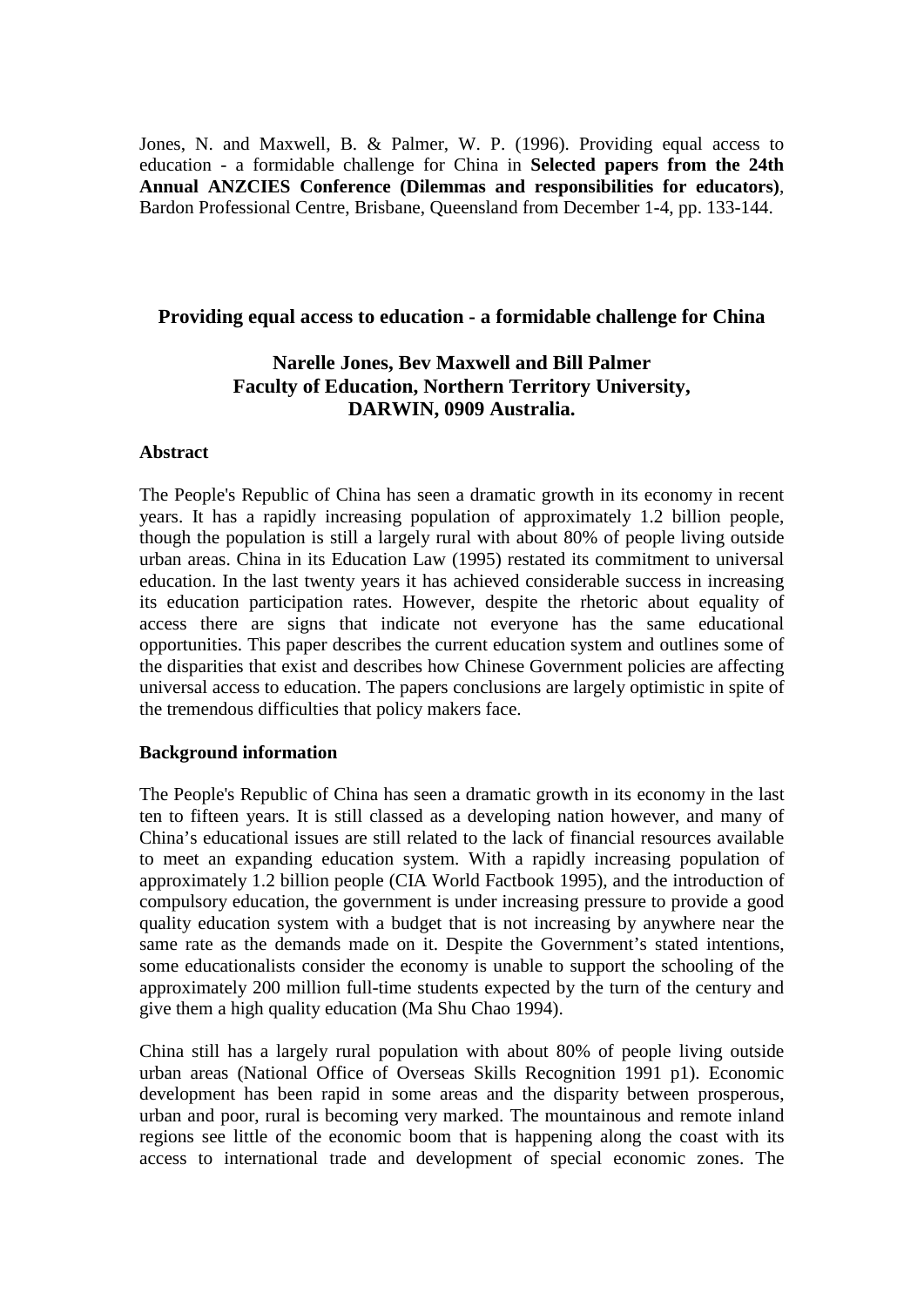Jones, N. and Maxwell, B. & Palmer, W. P. (1996). Providing equal access to education - a formidable challenge for China in **Selected papers from the 24th Annual ANZCIES Conference (Dilemmas and responsibilities for educators)**, Bardon Professional Centre, Brisbane, Queensland from December 1-4, pp. 133-144.

# Providing equal access to education - a formidable challenge for China

**Narelle Jones, Bev Maxwell and Bill Palmer**
**Faculty of Education, Northern Territory University,**
**DARWIN, 0909 Australia.**

## Abstract

The People's Republic of China has seen a dramatic growth in its economy in recent years. It has a rapidly increasing population of approximately 1.2 billion people, though the population is still a largely rural with about 80% of people living outside urban areas. China in its Education Law (1995) restated its commitment to universal education. In the last twenty years it has achieved considerable success in increasing its education participation rates. However, despite the rhetoric about equality of access there are signs that indicate not everyone has the same educational opportunities. This paper describes the current education system and outlines some of the disparities that exist and describes how Chinese Government policies are affecting universal access to education. The papers conclusions are largely optimistic in spite of the tremendous difficulties that policy makers face.

## Background information

The People's Republic of China has seen a dramatic growth in its economy in the last ten to fifteen years. It is still classed as a developing nation however, and many of China's educational issues are still related to the lack of financial resources available to meet an expanding education system. With a rapidly increasing population of approximately 1.2 billion people (CIA World Factbook 1995), and the introduction of compulsory education, the government is under increasing pressure to provide a good quality education system with a budget that is not increasing by anywhere near the same rate as the demands made on it. Despite the Government's stated intentions, some educationalists consider the economy is unable to support the schooling of the approximately 200 million full-time students expected by the turn of the century and give them a high quality education (Ma Shu Chao 1994).

China still has a largely rural population with about 80% of people living outside urban areas (National Office of Overseas Skills Recognition 1991 p1). Economic development has been rapid in some areas and the disparity between prosperous, urban and poor, rural is becoming very marked. The mountainous and remote inland regions see little of the economic boom that is happening along the coast with its access to international trade and development of special economic zones. The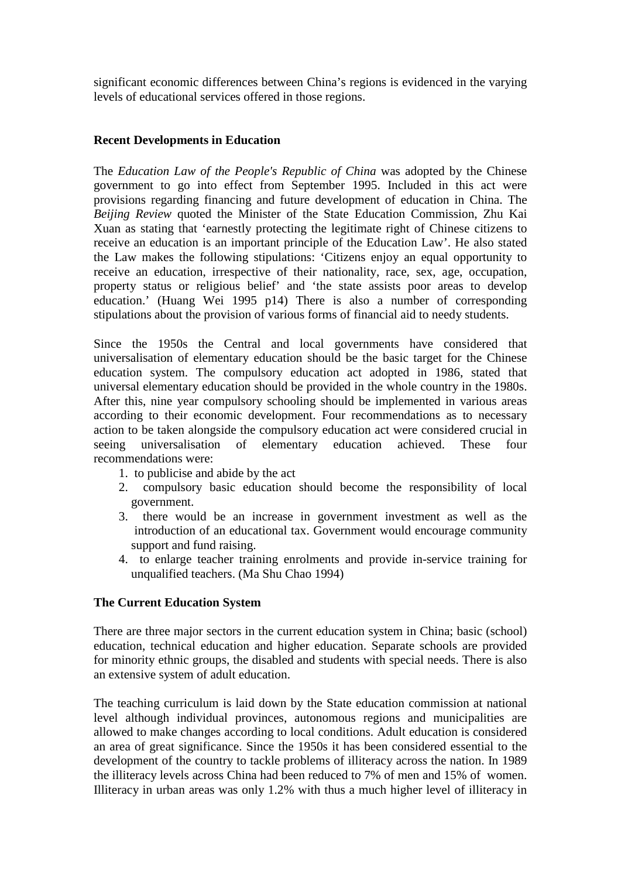significant economic differences between China's regions is evidenced in the varying levels of educational services offered in those regions.

**Recent Developments in Education**

The *Education Law of the People's Republic of China* was adopted by the Chinese government to go into effect from September 1995. Included in this act were provisions regarding financing and future development of education in China. The *Beijing Review* quoted the Minister of the State Education Commission, Zhu Kai Xuan as stating that 'earnestly protecting the legitimate right of Chinese citizens to receive an education is an important principle of the Education Law'. He also stated the Law makes the following stipulations: 'Citizens enjoy an equal opportunity to receive an education, irrespective of their nationality, race, sex, age, occupation, property status or religious belief' and 'the state assists poor areas to develop education.' (Huang Wei 1995 p14) There is also a number of corresponding stipulations about the provision of various forms of financial aid to needy students.

Since the 1950s the Central and local governments have considered that universalisation of elementary education should be the basic target for the Chinese education system. The compulsory education act adopted in 1986, stated that universal elementary education should be provided in the whole country in the 1980s. After this, nine year compulsory schooling should be implemented in various areas according to their economic development. Four recommendations as to necessary action to be taken alongside the compulsory education act were considered crucial in seeing universalisation of elementary education achieved. These four recommendations were:

1. to publicise and abide by the act
2. compulsory basic education should become the responsibility of local government.
3. there would be an increase in government investment as well as the introduction of an educational tax. Government would encourage community support and fund raising.
4. to enlarge teacher training enrolments and provide in-service training for unqualified teachers. (Ma Shu Chao 1994)

**The Current Education System**

There are three major sectors in the current education system in China; basic (school) education, technical education and higher education. Separate schools are provided for minority ethnic groups, the disabled and students with special needs. There is also an extensive system of adult education.

The teaching curriculum is laid down by the State education commission at national level although individual provinces, autonomous regions and municipalities are allowed to make changes according to local conditions. Adult education is considered an area of great significance. Since the 1950s it has been considered essential to the development of the country to tackle problems of illiteracy across the nation. In 1989 the illiteracy levels across China had been reduced to 7% of men and 15% of women. Illiteracy in urban areas was only 1.2% with thus a much higher level of illiteracy in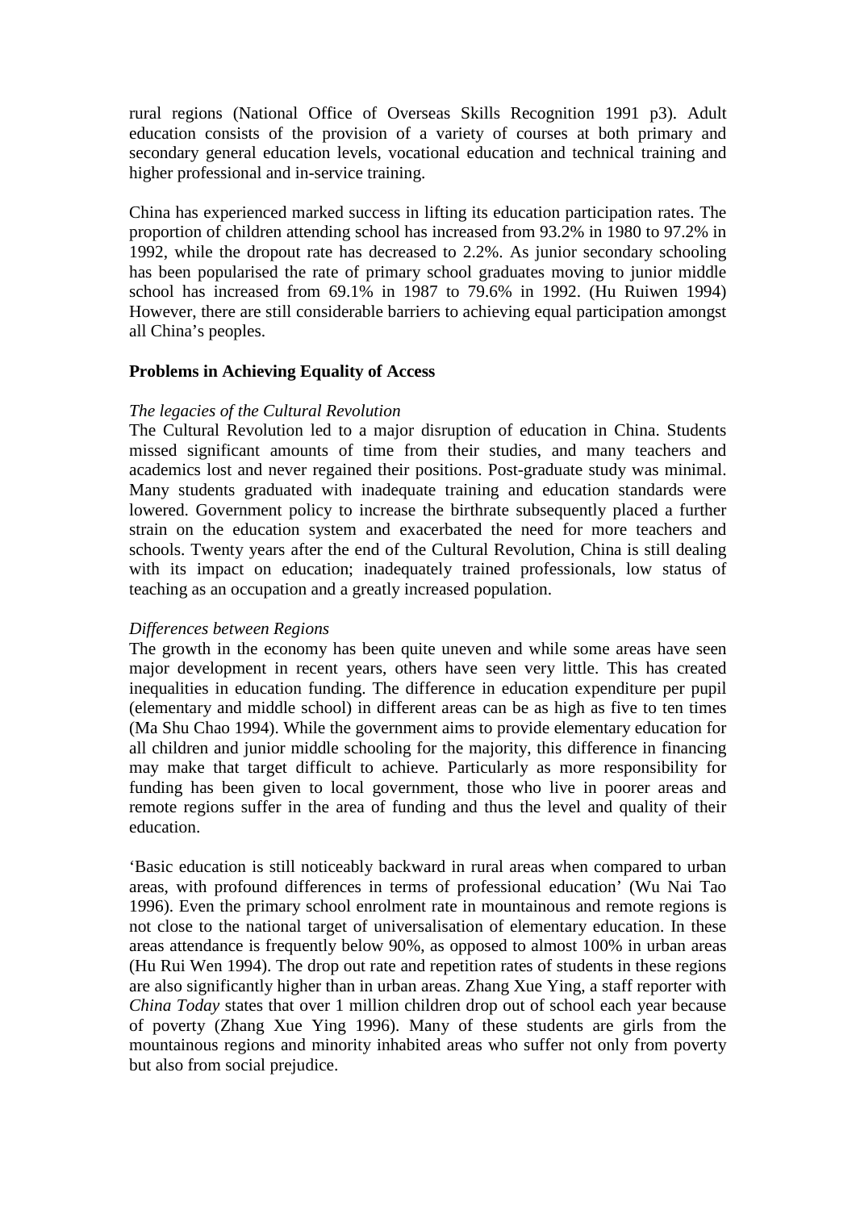rural regions (National Office of Overseas Skills Recognition 1991 p3). Adult education consists of the provision of a variety of courses at both primary and secondary general education levels, vocational education and technical training and higher professional and in-service training.

China has experienced marked success in lifting its education participation rates. The proportion of children attending school has increased from 93.2% in 1980 to 97.2% in 1992, while the dropout rate has decreased to 2.2%. As junior secondary schooling has been popularised the rate of primary school graduates moving to junior middle school has increased from 69.1% in 1987 to 79.6% in 1992. (Hu Ruiwen 1994) However, there are still considerable barriers to achieving equal participation amongst all China's peoples.

**Problems in Achieving Equality of Access**

*The legacies of the Cultural Revolution*

The Cultural Revolution led to a major disruption of education in China. Students missed significant amounts of time from their studies, and many teachers and academics lost and never regained their positions. Post-graduate study was minimal. Many students graduated with inadequate training and education standards were lowered. Government policy to increase the birthrate subsequently placed a further strain on the education system and exacerbated the need for more teachers and schools. Twenty years after the end of the Cultural Revolution, China is still dealing with its impact on education; inadequately trained professionals, low status of teaching as an occupation and a greatly increased population.

*Differences between Regions*

The growth in the economy has been quite uneven and while some areas have seen major development in recent years, others have seen very little. This has created inequalities in education funding. The difference in education expenditure per pupil (elementary and middle school) in different areas can be as high as five to ten times (Ma Shu Chao 1994). While the government aims to provide elementary education for all children and junior middle schooling for the majority, this difference in financing may make that target difficult to achieve. Particularly as more responsibility for funding has been given to local government, those who live in poorer areas and remote regions suffer in the area of funding and thus the level and quality of their education.

'Basic education is still noticeably backward in rural areas when compared to urban areas, with profound differences in terms of professional education' (Wu Nai Tao 1996). Even the primary school enrolment rate in mountainous and remote regions is not close to the national target of universalisation of elementary education. In these areas attendance is frequently below 90%, as opposed to almost 100% in urban areas (Hu Rui Wen 1994). The drop out rate and repetition rates of students in these regions are also significantly higher than in urban areas. Zhang Xue Ying, a staff reporter with *China Today* states that over 1 million children drop out of school each year because of poverty (Zhang Xue Ying 1996). Many of these students are girls from the mountainous regions and minority inhabited areas who suffer not only from poverty but also from social prejudice.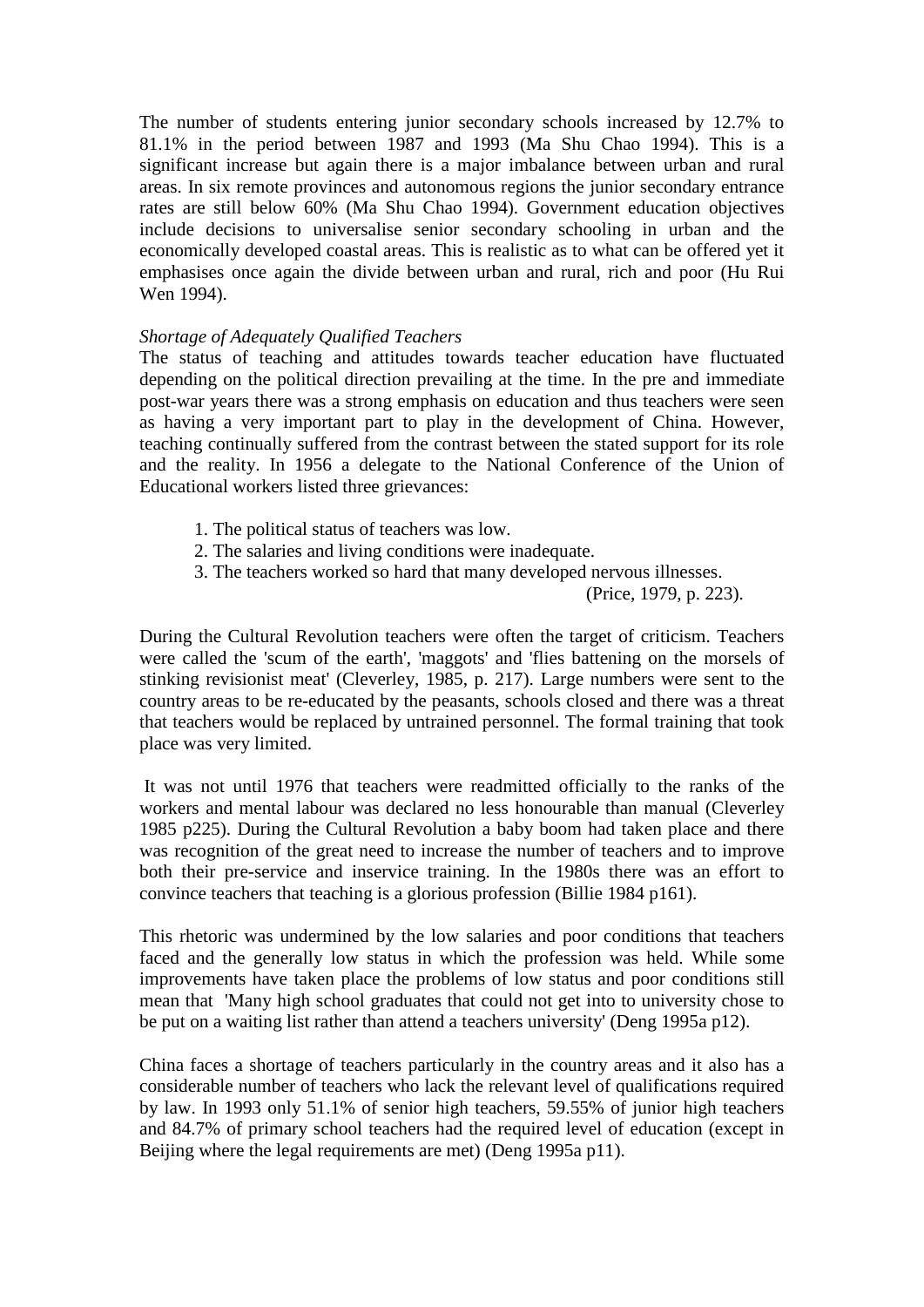The number of students entering junior secondary schools increased by 12.7% to 81.1% in the period between 1987 and 1993 (Ma Shu Chao 1994). This is a significant increase but again there is a major imbalance between urban and rural areas. In six remote provinces and autonomous regions the junior secondary entrance rates are still below 60% (Ma Shu Chao 1994). Government education objectives include decisions to universalise senior secondary schooling in urban and the economically developed coastal areas. This is realistic as to what can be offered yet it emphasises once again the divide between urban and rural, rich and poor (Hu Rui Wen 1994).

*Shortage of Adequately Qualified Teachers*

The status of teaching and attitudes towards teacher education have fluctuated depending on the political direction prevailing at the time. In the pre and immediate post-war years there was a strong emphasis on education and thus teachers were seen as having a very important part to play in the development of China. However, teaching continually suffered from the contrast between the stated support for its role and the reality. In 1956 a delegate to the National Conference of the Union of Educational workers listed three grievances:

1. The political status of teachers was low.
2. The salaries and living conditions were inadequate.
3. The teachers worked so hard that many developed nervous illnesses.

(Price, 1979, p. 223).

During the Cultural Revolution teachers were often the target of criticism. Teachers were called the 'scum of the earth', 'maggots' and 'flies battening on the morsels of stinking revisionist meat' (Cleverley, 1985, p. 217). Large numbers were sent to the country areas to be re-educated by the peasants, schools closed and there was a threat that teachers would be replaced by untrained personnel. The formal training that took place was very limited.

It was not until 1976 that teachers were readmitted officially to the ranks of the workers and mental labour was declared no less honourable than manual (Cleverley 1985 p225). During the Cultural Revolution a baby boom had taken place and there was recognition of the great need to increase the number of teachers and to improve both their pre-service and inservice training. In the 1980s there was an effort to convince teachers that teaching is a glorious profession (Billie 1984 p161).

This rhetoric was undermined by the low salaries and poor conditions that teachers faced and the generally low status in which the profession was held. While some improvements have taken place the problems of low status and poor conditions still mean that 'Many high school graduates that could not get into to university chose to be put on a waiting list rather than attend a teachers university' (Deng 1995a p12).

China faces a shortage of teachers particularly in the country areas and it also has a considerable number of teachers who lack the relevant level of qualifications required by law. In 1993 only 51.1% of senior high teachers, 59.55% of junior high teachers and 84.7% of primary school teachers had the required level of education (except in Beijing where the legal requirements are met) (Deng 1995a p11).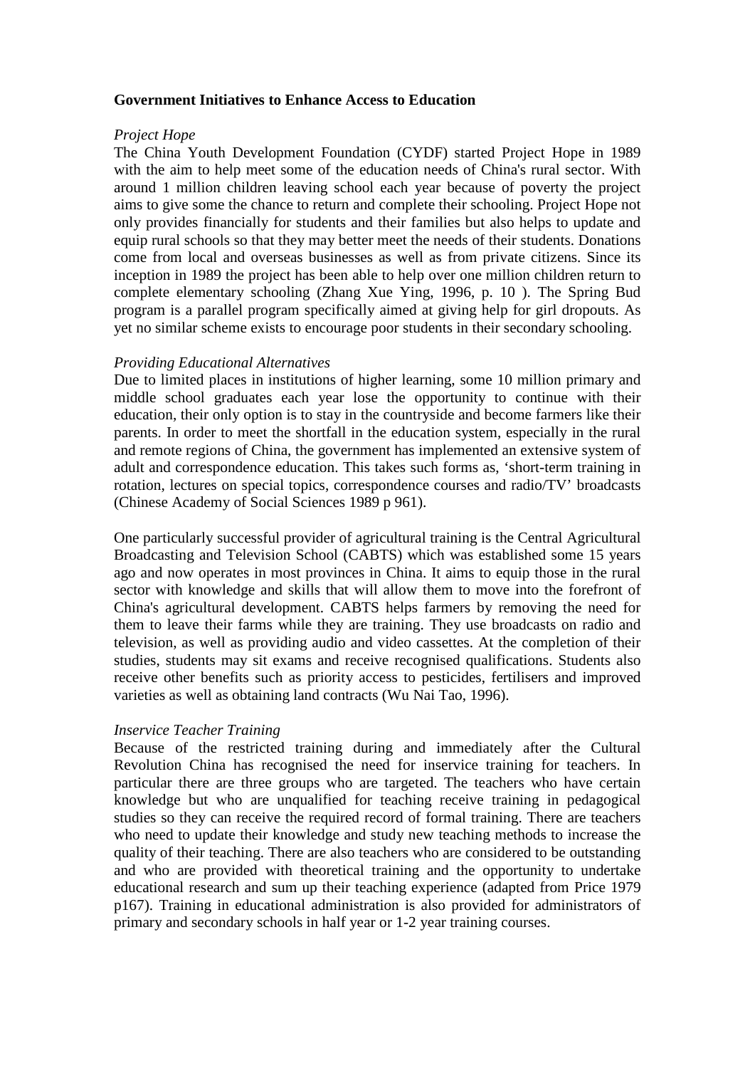**Government Initiatives to Enhance Access to Education**

*Project Hope*

The China Youth Development Foundation (CYDF) started Project Hope in 1989 with the aim to help meet some of the education needs of China's rural sector. With around 1 million children leaving school each year because of poverty the project aims to give some the chance to return and complete their schooling. Project Hope not only provides financially for students and their families but also helps to update and equip rural schools so that they may better meet the needs of their students. Donations come from local and overseas businesses as well as from private citizens. Since its inception in 1989 the project has been able to help over one million children return to complete elementary schooling (Zhang Xue Ying, 1996, p. 10 ). The Spring Bud program is a parallel program specifically aimed at giving help for girl dropouts. As yet no similar scheme exists to encourage poor students in their secondary schooling.

*Providing Educational Alternatives*

Due to limited places in institutions of higher learning, some 10 million primary and middle school graduates each year lose the opportunity to continue with their education, their only option is to stay in the countryside and become farmers like their parents. In order to meet the shortfall in the education system, especially in the rural and remote regions of China, the government has implemented an extensive system of adult and correspondence education. This takes such forms as, 'short-term training in rotation, lectures on special topics, correspondence courses and radio/TV' broadcasts (Chinese Academy of Social Sciences 1989 p 961).

One particularly successful provider of agricultural training is the Central Agricultural Broadcasting and Television School (CABTS) which was established some 15 years ago and now operates in most provinces in China. It aims to equip those in the rural sector with knowledge and skills that will allow them to move into the forefront of China's agricultural development. CABTS helps farmers by removing the need for them to leave their farms while they are training. They use broadcasts on radio and television, as well as providing audio and video cassettes. At the completion of their studies, students may sit exams and receive recognised qualifications. Students also receive other benefits such as priority access to pesticides, fertilisers and improved varieties as well as obtaining land contracts (Wu Nai Tao, 1996).

*Inservice Teacher Training*

Because of the restricted training during and immediately after the Cultural Revolution China has recognised the need for inservice training for teachers. In particular there are three groups who are targeted. The teachers who have certain knowledge but who are unqualified for teaching receive training in pedagogical studies so they can receive the required record of formal training. There are teachers who need to update their knowledge and study new teaching methods to increase the quality of their teaching. There are also teachers who are considered to be outstanding and who are provided with theoretical training and the opportunity to undertake educational research and sum up their teaching experience (adapted from Price 1979 p167). Training in educational administration is also provided for administrators of primary and secondary schools in half year or 1-2 year training courses.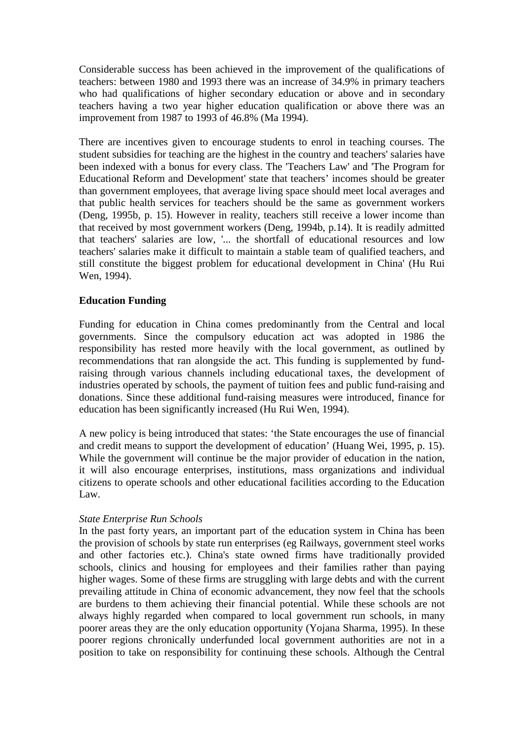Considerable success has been achieved in the improvement of the qualifications of teachers: between 1980 and 1993 there was an increase of 34.9% in primary teachers who had qualifications of higher secondary education or above and in secondary teachers having a two year higher education qualification or above there was an improvement from 1987 to 1993 of 46.8% (Ma 1994).

There are incentives given to encourage students to enrol in teaching courses. The student subsidies for teaching are the highest in the country and teachers' salaries have been indexed with a bonus for every class. The 'Teachers Law' and 'The Program for Educational Reform and Development' state that teachers' incomes should be greater than government employees, that average living space should meet local averages and that public health services for teachers should be the same as government workers (Deng, 1995b, p. 15). However in reality, teachers still receive a lower income than that received by most government workers (Deng, 1994b, p.14). It is readily admitted that teachers' salaries are low, '... the shortfall of educational resources and low teachers' salaries make it difficult to maintain a stable team of qualified teachers, and still constitute the biggest problem for educational development in China' (Hu Rui Wen, 1994).

**Education Funding**

Funding for education in China comes predominantly from the Central and local governments. Since the compulsory education act was adopted in 1986 the responsibility has rested more heavily with the local government, as outlined by recommendations that ran alongside the act. This funding is supplemented by fund-raising through various channels including educational taxes, the development of industries operated by schools, the payment of tuition fees and public fund-raising and donations. Since these additional fund-raising measures were introduced, finance for education has been significantly increased (Hu Rui Wen, 1994).

A new policy is being introduced that states: 'the State encourages the use of financial and credit means to support the development of education' (Huang Wei, 1995, p. 15). While the government will continue be the major provider of education in the nation, it will also encourage enterprises, institutions, mass organizations and individual citizens to operate schools and other educational facilities according to the Education Law.

*State Enterprise Run Schools*

In the past forty years, an important part of the education system in China has been the provision of schools by state run enterprises (eg Railways, government steel works and other factories etc.). China's state owned firms have traditionally provided schools, clinics and housing for employees and their families rather than paying higher wages. Some of these firms are struggling with large debts and with the current prevailing attitude in China of economic advancement, they now feel that the schools are burdens to them achieving their financial potential. While these schools are not always highly regarded when compared to local government run schools, in many poorer areas they are the only education opportunity (Yojana Sharma, 1995). In these poorer regions chronically underfunded local government authorities are not in a position to take on responsibility for continuing these schools. Although the Central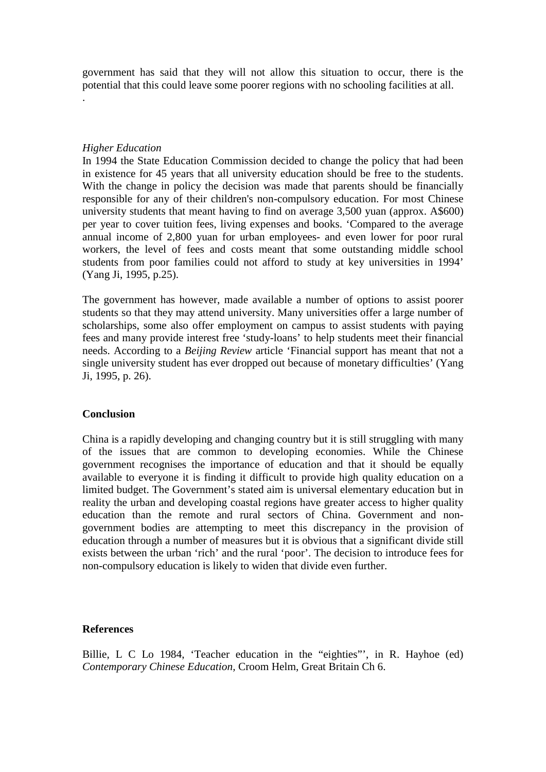government has said that they will not allow this situation to occur, there is the potential that this could leave some poorer regions with no schooling facilities at all.

.

*Higher Education*

In 1994 the State Education Commission decided to change the policy that had been in existence for 45 years that all university education should be free to the students. With the change in policy the decision was made that parents should be financially responsible for any of their children's non-compulsory education. For most Chinese university students that meant having to find on average 3,500 yuan (approx. A$600) per year to cover tuition fees, living expenses and books. 'Compared to the average annual income of 2,800 yuan for urban employees- and even lower for poor rural workers, the level of fees and costs meant that some outstanding middle school students from poor families could not afford to study at key universities in 1994' (Yang Ji, 1995, p.25).

The government has however, made available a number of options to assist poorer students so that they may attend university. Many universities offer a large number of scholarships, some also offer employment on campus to assist students with paying fees and many provide interest free 'study-loans' to help students meet their financial needs. According to a *Beijing Review* article 'Financial support has meant that not a single university student has ever dropped out because of monetary difficulties' (Yang Ji, 1995, p. 26).

**Conclusion**

China is a rapidly developing and changing country but it is still struggling with many of the issues that are common to developing economies. While the Chinese government recognises the importance of education and that it should be equally available to everyone it is finding it difficult to provide high quality education on a limited budget. The Government's stated aim is universal elementary education but in reality the urban and developing coastal regions have greater access to higher quality education than the remote and rural sectors of China. Government and non-government bodies are attempting to meet this discrepancy in the provision of education through a number of measures but it is obvious that a significant divide still exists between the urban 'rich' and the rural 'poor'. The decision to introduce fees for non-compulsory education is likely to widen that divide even further.

**References**

Billie, L C Lo 1984, 'Teacher education in the "eighties"', in R. Hayhoe (ed) *Contemporary Chinese Education,* Croom Helm, Great Britain Ch 6.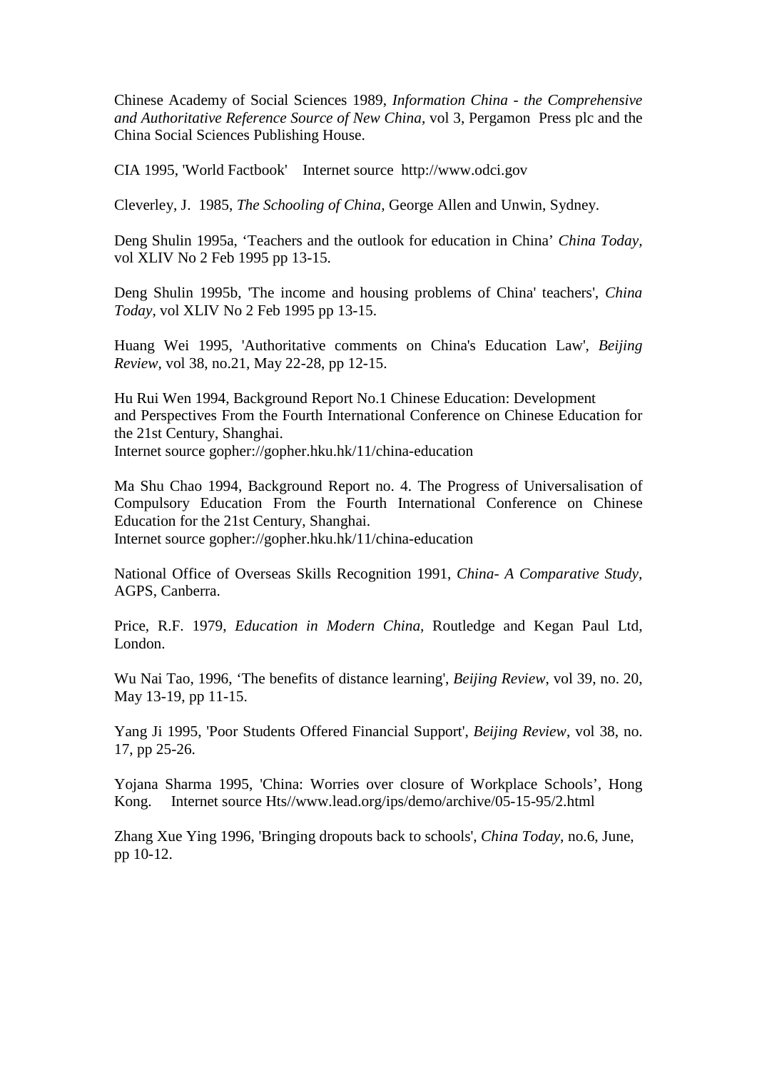Chinese Academy of Social Sciences 1989, *Information China - the Comprehensive and Authoritative Reference Source of New China*, vol 3, Pergamon Press plc and the China Social Sciences Publishing House.

CIA 1995, 'World Factbook' Internet source http://www.odci.gov

Cleverley, J. 1985, *The Schooling of China,* George Allen and Unwin, Sydney.

Deng Shulin 1995a, 'Teachers and the outlook for education in China' *China Today,* vol XLIV No 2 Feb 1995 pp 13-15.

Deng Shulin 1995b, 'The income and housing problems of China' teachers', *China Today,* vol XLIV No 2 Feb 1995 pp 13-15.

Huang Wei 1995, 'Authoritative comments on China's Education Law', *Beijing Review,* vol 38, no.21, May 22-28, pp 12-15.

Hu Rui Wen 1994, Background Report No.1 Chinese Education: Development and Perspectives From the Fourth International Conference on Chinese Education for the 21st Century, Shanghai.
Internet source gopher://gopher.hku.hk/11/china-education

Ma Shu Chao 1994, Background Report no. 4. The Progress of Universalisation of Compulsory Education From the Fourth International Conference on Chinese Education for the 21st Century, Shanghai.
Internet source gopher://gopher.hku.hk/11/china-education

National Office of Overseas Skills Recognition 1991, *China- A Comparative Study,* AGPS, Canberra.

Price, R.F. 1979, *Education in Modern China,* Routledge and Kegan Paul Ltd, London.

Wu Nai Tao, 1996, 'The benefits of distance learning', *Beijing Review*, vol 39, no. 20, May 13-19, pp 11-15.

Yang Ji 1995, 'Poor Students Offered Financial Support', *Beijing Review*, vol 38, no. 17, pp 25-26.

Yojana Sharma 1995, 'China: Worries over closure of Workplace Schools', Hong Kong. Internet source Hts//www.lead.org/ips/demo/archive/05-15-95/2.html

Zhang Xue Ying 1996, 'Bringing dropouts back to schools', *China Today*, no.6, June, pp 10-12.